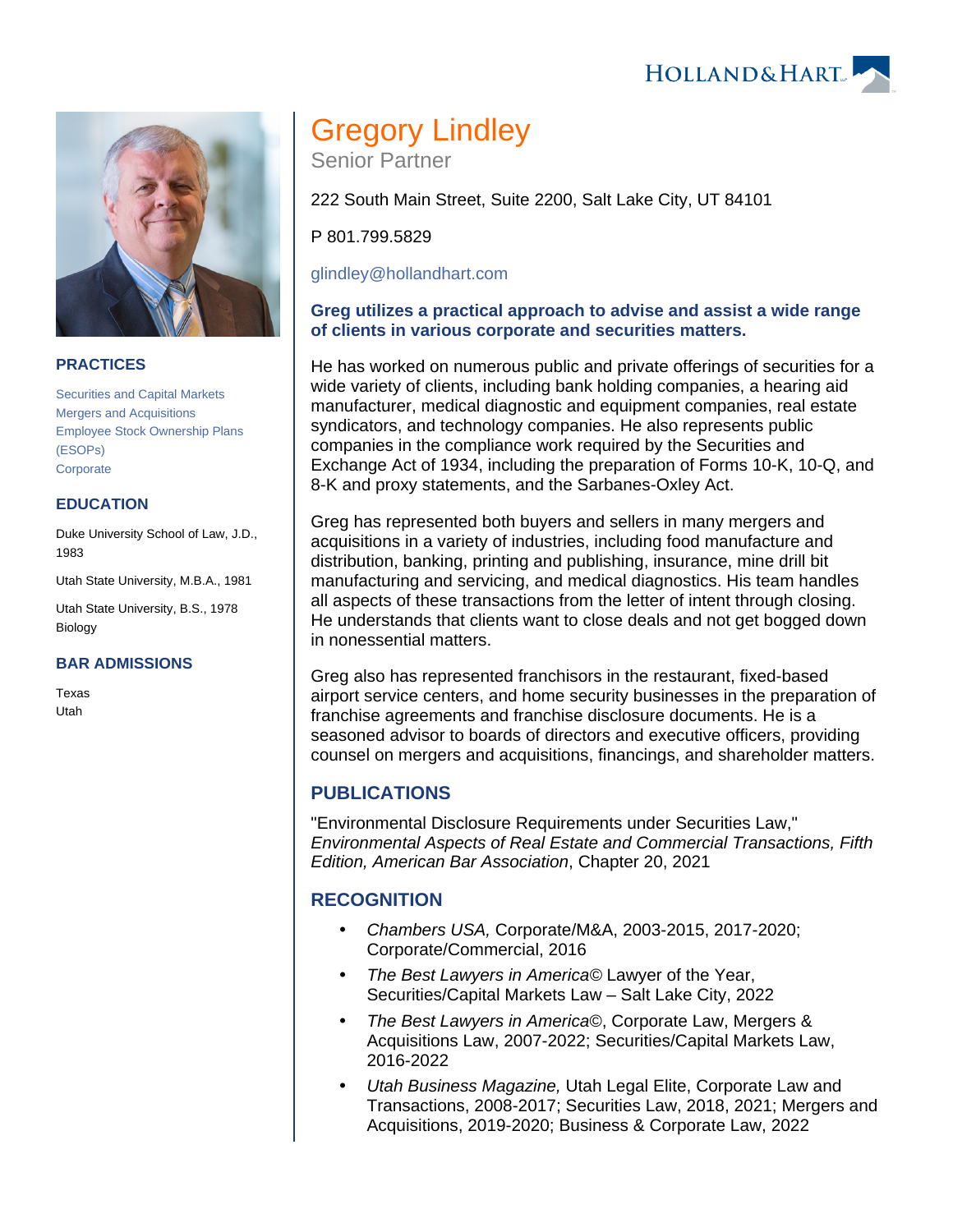# Gregory Lindley

Senior Partner

222 South Main Street, Suite 2200, Salt Lake City, UT 84101

P 801.799.5829

glindley@hollandhart.com

**Greg utilizes a practical approach to advise and assist a wide range of clients in various corporate and securities matters.**

He has worked on numerous public and private offerings of securities for a wide variety of clients, including bank holding companies, a hearing aid manufacturer, medical diagnostic and equipment companies, real estate syndicators, and technology companies. He also represents public companies in the compliance work required by the Securities and Exchange Act of 1934, including the preparation of Forms 10-K, 10-Q, and 8-K and proxy statements, and the Sarbanes-Oxley Act.

Greg has represented both buyers and sellers in many mergers and acquisitions in a variety of industries, including food manufacture and distribution, banking, printing and publishing, insurance, mine drill bit manufacturing and servicing, and medical diagnostics. His team handles all aspects of these transactions from the letter of intent through closing. He understands that clients want to close deals and not get bogged down in nonessential matters.

Greg also has represented franchisors in the restaurant, fixed-based airport service centers, and home security businesses in the preparation of franchise agreements and franchise disclosure documents. He is a seasoned advisor to boards of directors and executive officers, providing counsel on mergers and acquisitions, financings, and shareholder matters.

## PRACTICES

Securities and Capital Markets
Mergers and Acquisitions
Employee Stock Ownership Plans (ESOPs)
Corporate

## EDUCATION

Duke University School of Law, J.D., 1983

Utah State University, M.B.A., 1981

Utah State University, B.S., 1978 Biology

## BAR ADMISSIONS

Texas
Utah

## PUBLICATIONS

"Environmental Disclosure Requirements under Securities Law," *Environmental Aspects of Real Estate and Commercial Transactions, Fifth Edition, American Bar Association*, Chapter 20, 2021

## RECOGNITION

- *Chambers USA,* Corporate/M&A, 2003-2015, 2017-2020; Corporate/Commercial, 2016
- *The Best Lawyers in America©* Lawyer of the Year, Securities/Capital Markets Law – Salt Lake City, 2022
- *The Best Lawyers in America©*, Corporate Law, Mergers & Acquisitions Law, 2007-2022; Securities/Capital Markets Law, 2016-2022
- *Utah Business Magazine,* Utah Legal Elite, Corporate Law and Transactions, 2008-2017; Securities Law, 2018, 2021; Mergers and Acquisitions, 2019-2020; Business & Corporate Law, 2022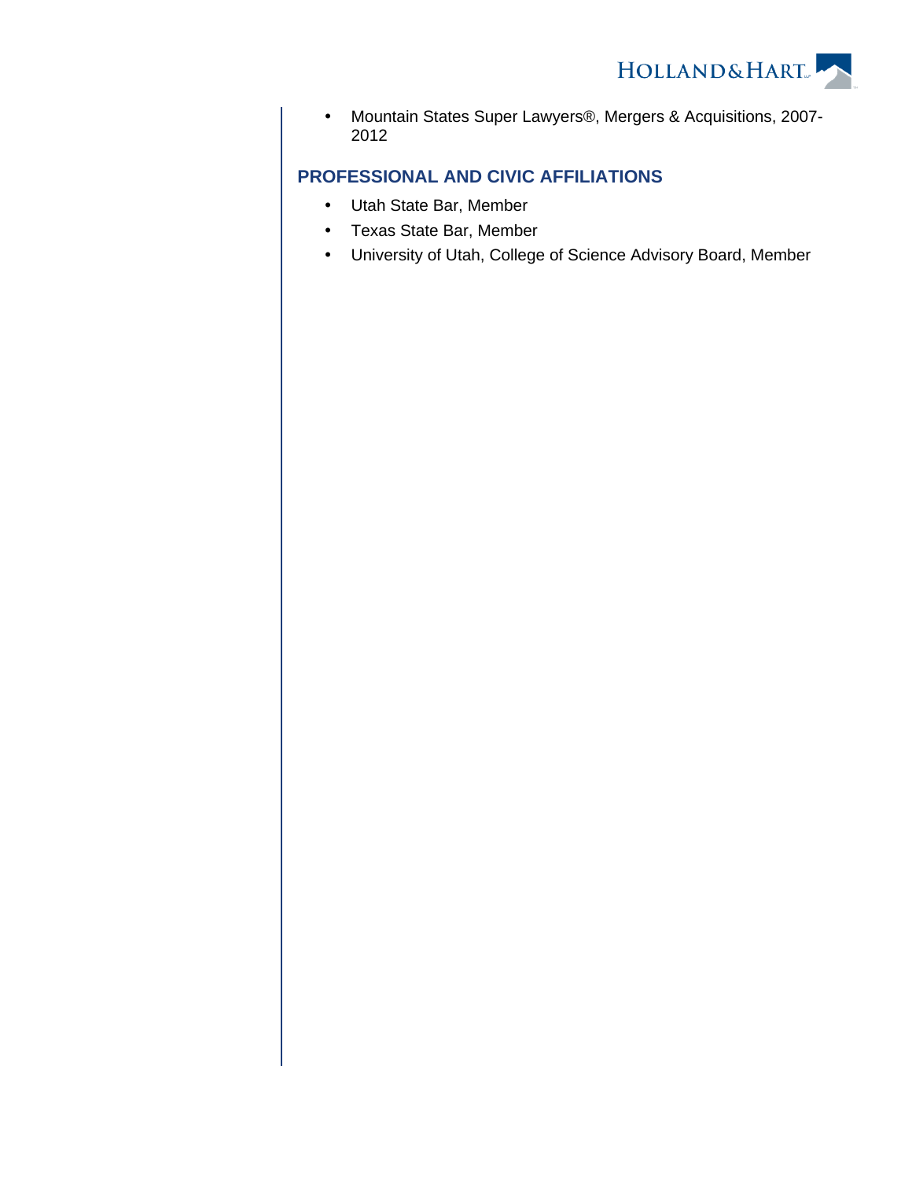- Mountain States Super Lawyers®, Mergers & Acquisitions, 2007-2012

## PROFESSIONAL AND CIVIC AFFILIATIONS

- Utah State Bar, Member
- Texas State Bar, Member
- University of Utah, College of Science Advisory Board, Member